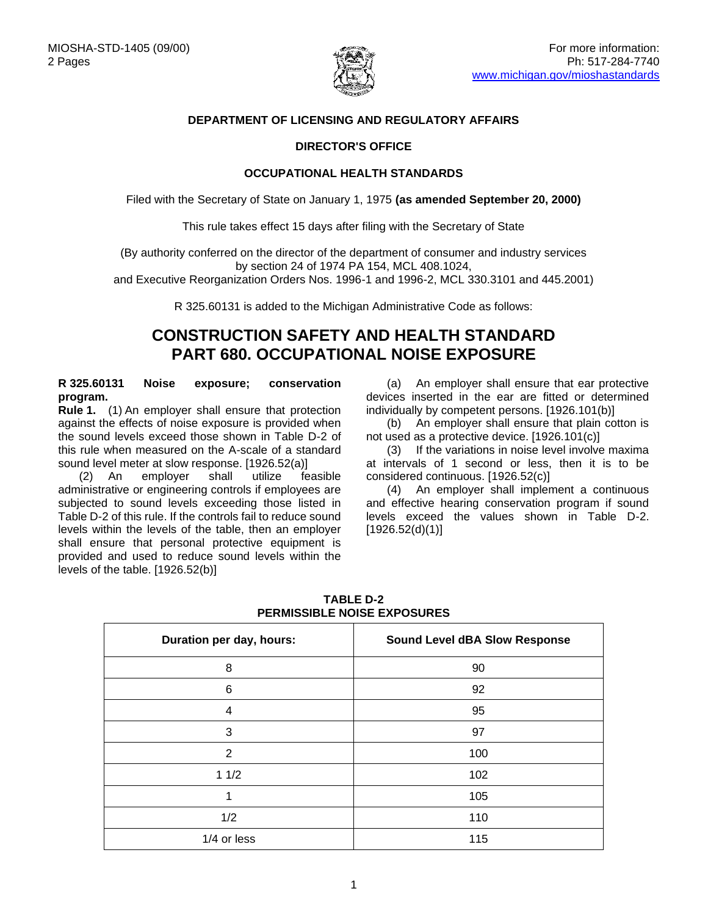MIOSHA-STD-1405 (09/00)
2 Pages

For more information:
Ph: 517-284-7740
www.michigan.gov/mioshastandards

**DEPARTMENT OF LICENSING AND REGULATORY AFFAIRS**

**DIRECTOR'S OFFICE**

**OCCUPATIONAL HEALTH STANDARDS**

Filed with the Secretary of State on January 1, 1975 **(as amended September 20, 2000)**

This rule takes effect 15 days after filing with the Secretary of State

(By authority conferred on the director of the department of consumer and industry services by section 24 of 1974 PA 154, MCL 408.1024, and Executive Reorganization Orders Nos. 1996-1 and 1996-2, MCL 330.3101 and 445.2001)

R 325.60131 is added to the Michigan Administrative Code as follows:

# CONSTRUCTION SAFETY AND HEALTH STANDARD PART 680. OCCUPATIONAL NOISE EXPOSURE

**R 325.60131 Noise exposure; conservation program.**

**Rule 1.** (1) An employer shall ensure that protection against the effects of noise exposure is provided when the sound levels exceed those shown in Table D-2 of this rule when measured on the A-scale of a standard sound level meter at slow response. [1926.52(a)]

(2) An employer shall utilize feasible administrative or engineering controls if employees are subjected to sound levels exceeding those listed in Table D-2 of this rule. If the controls fail to reduce sound levels within the levels of the table, then an employer shall ensure that personal protective equipment is provided and used to reduce sound levels within the levels of the table. [1926.52(b)]

(a) An employer shall ensure that ear protective devices inserted in the ear are fitted or determined individually by competent persons. [1926.101(b)]

(b) An employer shall ensure that plain cotton is not used as a protective device. [1926.101(c)]

(3) If the variations in noise level involve maxima at intervals of 1 second or less, then it is to be considered continuous. [1926.52(c)]

(4) An employer shall implement a continuous and effective hearing conservation program if sound levels exceed the values shown in Table D-2. [1926.52(d)(1)]

**TABLE D-2**
**PERMISSIBLE NOISE EXPOSURES**

| Duration per day, hours: | Sound Level dBA Slow Response |
|---|---|
| 8 | 90 |
| 6 | 92 |
| 4 | 95 |
| 3 | 97 |
| 2 | 100 |
| 1 1/2 | 102 |
| 1 | 105 |
| 1/2 | 110 |
| 1/4 or less | 115 |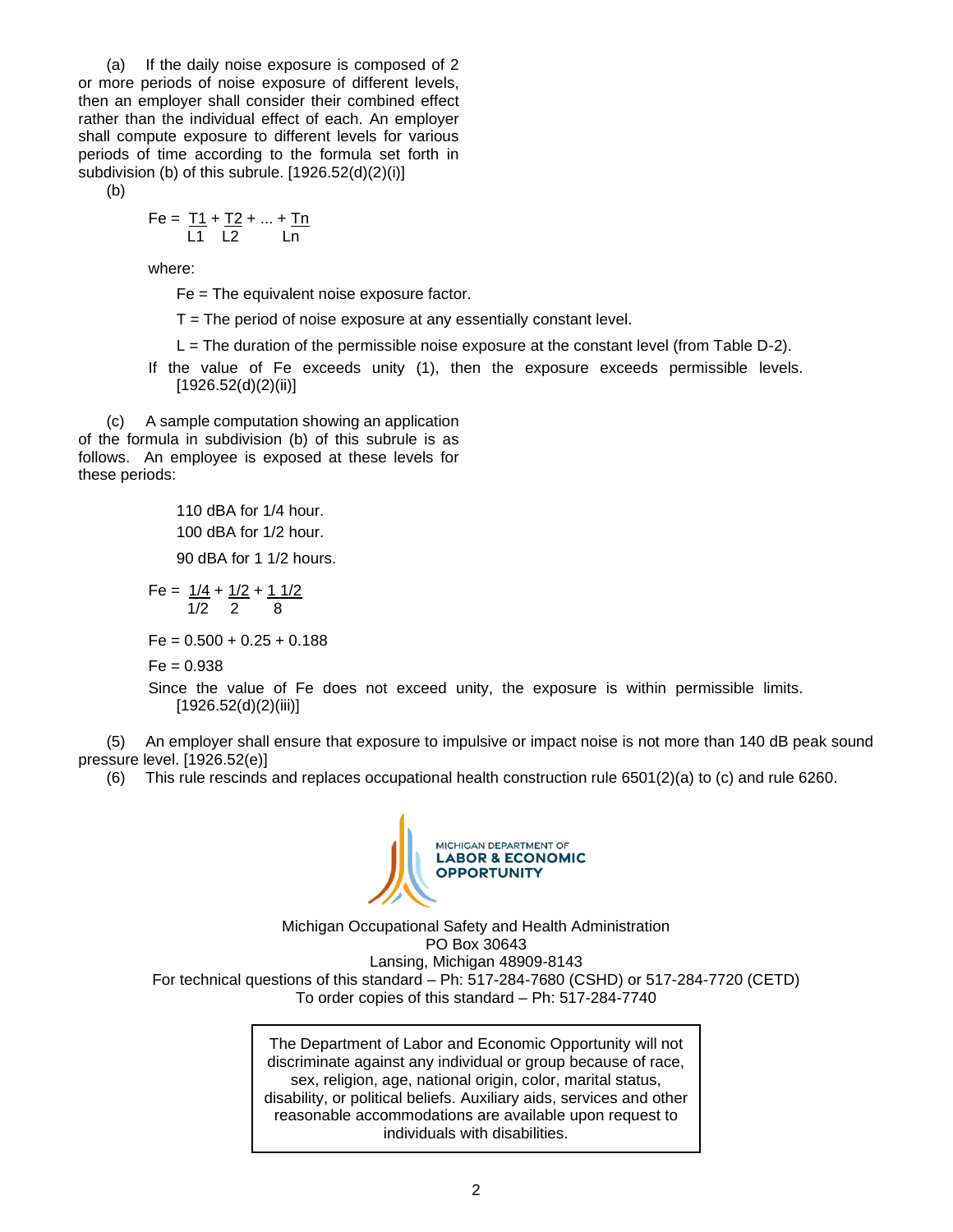(a) If the daily noise exposure is composed of 2 or more periods of noise exposure of different levels, then an employer shall consider their combined effect rather than the individual effect of each. An employer shall compute exposure to different levels for various periods of time according to the formula set forth in subdivision (b) of this subrule. [1926.52(d)(2)(i)]

(b)

$$Fe = \frac{T1}{L1} + \frac{T2}{L2} + ... + \frac{Tn}{Ln}$$

where:

Fe = The equivalent noise exposure factor.

T = The period of noise exposure at any essentially constant level.

L = The duration of the permissible noise exposure at the constant level (from Table D-2).

If the value of Fe exceeds unity (1), then the exposure exceeds permissible levels. [1926.52(d)(2)(ii)]

(c) A sample computation showing an application of the formula in subdivision (b) of this subrule is as follows. An employee is exposed at these levels for these periods:

110 dBA for 1/4 hour.

100 dBA for 1/2 hour.

90 dBA for 1 1/2 hours.

$$Fe = \frac{1/4}{1/2} + \frac{1/2}{2} + \frac{1\ 1/2}{8}$$

$$Fe = 0.500 + 0.25 + 0.188$$

$$Fe = 0.938$$

Since the value of Fe does not exceed unity, the exposure is within permissible limits. [1926.52(d)(2)(iii)]

(5) An employer shall ensure that exposure to impulsive or impact noise is not more than 140 dB peak sound pressure level. [1926.52(e)]

(6) This rule rescinds and replaces occupational health construction rule 6501(2)(a) to (c) and rule 6260.

MICHIGAN DEPARTMENT OF LABOR & ECONOMIC OPPORTUNITY

Michigan Occupational Safety and Health Administration
PO Box 30643
Lansing, Michigan 48909-8143
For technical questions of this standard – Ph: 517-284-7680 (CSHD) or 517-284-7720 (CETD)
To order copies of this standard – Ph: 517-284-7740

The Department of Labor and Economic Opportunity will not discriminate against any individual or group because of race, sex, religion, age, national origin, color, marital status, disability, or political beliefs. Auxiliary aids, services and other reasonable accommodations are available upon request to individuals with disabilities.